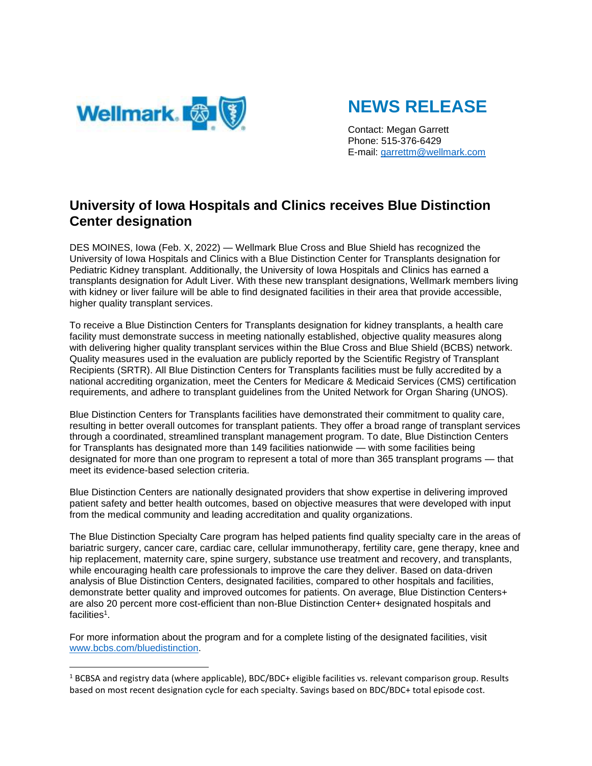Wellmark.

# NEWS RELEASE

Contact: Megan Garrett
Phone: 515-376-6429
E-mail: garrettm@wellmark.com

## University of Iowa Hospitals and Clinics receives Blue Distinction Center designation

DES MOINES, Iowa (Feb. X, 2022) — Wellmark Blue Cross and Blue Shield has recognized the University of Iowa Hospitals and Clinics with a Blue Distinction Center for Transplants designation for Pediatric Kidney transplant. Additionally, the University of Iowa Hospitals and Clinics has earned a transplants designation for Adult Liver. With these new transplant designations, Wellmark members living with kidney or liver failure will be able to find designated facilities in their area that provide accessible, higher quality transplant services.

To receive a Blue Distinction Centers for Transplants designation for kidney transplants, a health care facility must demonstrate success in meeting nationally established, objective quality measures along with delivering higher quality transplant services within the Blue Cross and Blue Shield (BCBS) network. Quality measures used in the evaluation are publicly reported by the Scientific Registry of Transplant Recipients (SRTR). All Blue Distinction Centers for Transplants facilities must be fully accredited by a national accrediting organization, meet the Centers for Medicare & Medicaid Services (CMS) certification requirements, and adhere to transplant guidelines from the United Network for Organ Sharing (UNOS).

Blue Distinction Centers for Transplants facilities have demonstrated their commitment to quality care, resulting in better overall outcomes for transplant patients. They offer a broad range of transplant services through a coordinated, streamlined transplant management program. To date, Blue Distinction Centers for Transplants has designated more than 149 facilities nationwide — with some facilities being designated for more than one program to represent a total of more than 365 transplant programs — that meet its evidence-based selection criteria.

Blue Distinction Centers are nationally designated providers that show expertise in delivering improved patient safety and better health outcomes, based on objective measures that were developed with input from the medical community and leading accreditation and quality organizations.

The Blue Distinction Specialty Care program has helped patients find quality specialty care in the areas of bariatric surgery, cancer care, cardiac care, cellular immunotherapy, fertility care, gene therapy, knee and hip replacement, maternity care, spine surgery, substance use treatment and recovery, and transplants, while encouraging health care professionals to improve the care they deliver. Based on data-driven analysis of Blue Distinction Centers, designated facilities, compared to other hospitals and facilities, demonstrate better quality and improved outcomes for patients. On average, Blue Distinction Centers+ are also 20 percent more cost-efficient than non-Blue Distinction Center+ designated hospitals and facilities[1].

For more information about the program and for a complete listing of the designated facilities, visit www.bcbs.com/bluedistinction.

---

[1] BCBSA and registry data (where applicable), BDC/BDC+ eligible facilities vs. relevant comparison group. Results based on most recent designation cycle for each specialty. Savings based on BDC/BDC+ total episode cost.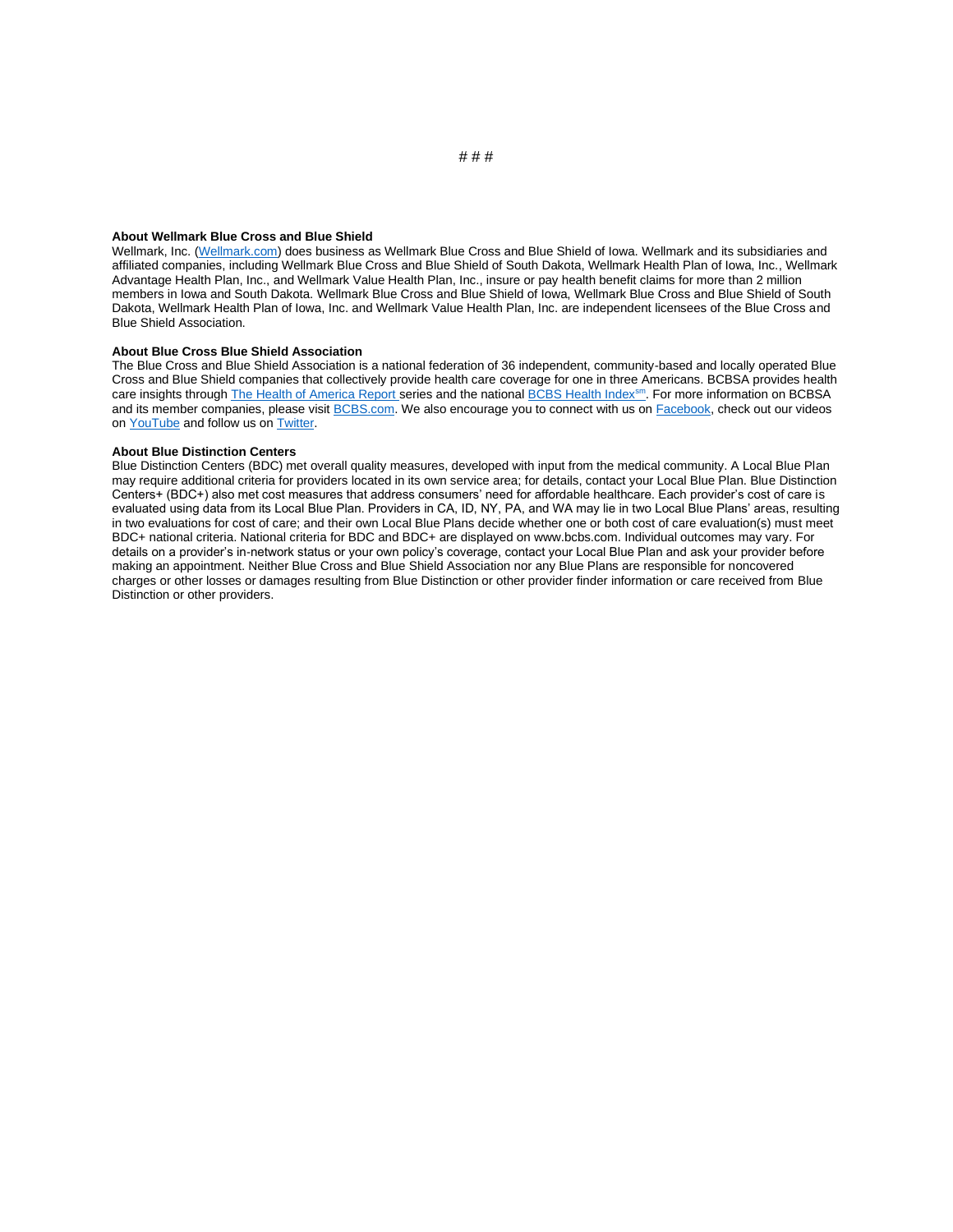# # #

**About Wellmark Blue Cross and Blue Shield**
Wellmark, Inc. (Wellmark.com) does business as Wellmark Blue Cross and Blue Shield of Iowa. Wellmark and its subsidiaries and affiliated companies, including Wellmark Blue Cross and Blue Shield of South Dakota, Wellmark Health Plan of Iowa, Inc., Wellmark Advantage Health Plan, Inc., and Wellmark Value Health Plan, Inc., insure or pay health benefit claims for more than 2 million members in Iowa and South Dakota. Wellmark Blue Cross and Blue Shield of Iowa, Wellmark Blue Cross and Blue Shield of South Dakota, Wellmark Health Plan of Iowa, Inc. and Wellmark Value Health Plan, Inc. are independent licensees of the Blue Cross and Blue Shield Association.

**About Blue Cross Blue Shield Association**
The Blue Cross and Blue Shield Association is a national federation of 36 independent, community-based and locally operated Blue Cross and Blue Shield companies that collectively provide health care coverage for one in three Americans. BCBSA provides health care insights through The Health of America Report series and the national BCBS Health Index[sm]. For more information on BCBSA and its member companies, please visit BCBS.com. We also encourage you to connect with us on Facebook, check out our videos on YouTube and follow us on Twitter.

**About Blue Distinction Centers**
Blue Distinction Centers (BDC) met overall quality measures, developed with input from the medical community. A Local Blue Plan may require additional criteria for providers located in its own service area; for details, contact your Local Blue Plan. Blue Distinction Centers+ (BDC+) also met cost measures that address consumers' need for affordable healthcare. Each provider's cost of care is evaluated using data from its Local Blue Plan. Providers in CA, ID, NY, PA, and WA may lie in two Local Blue Plans' areas, resulting in two evaluations for cost of care; and their own Local Blue Plans decide whether one or both cost of care evaluation(s) must meet BDC+ national criteria. National criteria for BDC and BDC+ are displayed on www.bcbs.com. Individual outcomes may vary. For details on a provider's in-network status or your own policy's coverage, contact your Local Blue Plan and ask your provider before making an appointment. Neither Blue Cross and Blue Shield Association nor any Blue Plans are responsible for noncovered charges or other losses or damages resulting from Blue Distinction or other provider finder information or care received from Blue Distinction or other providers.